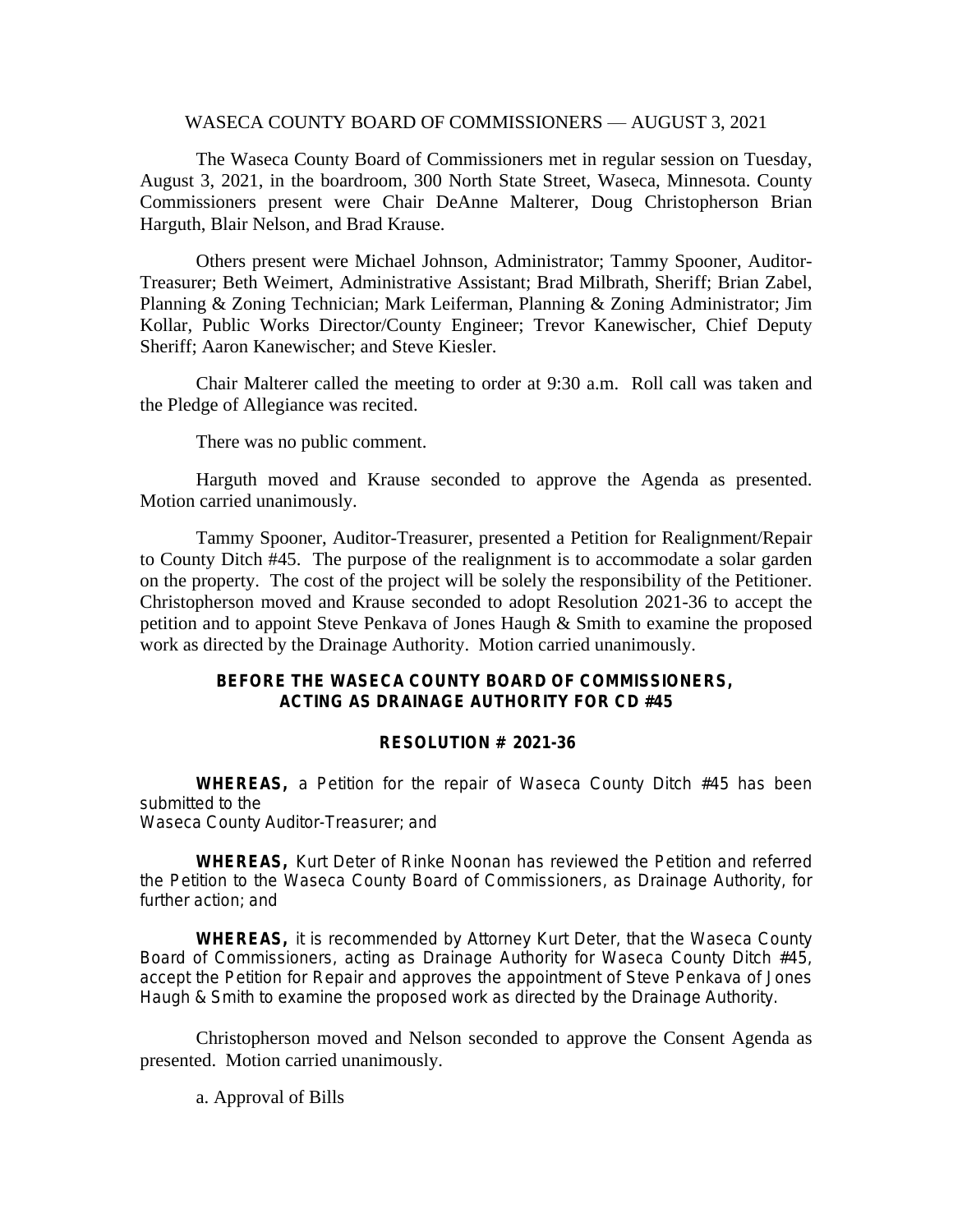WASECA COUNTY BOARD OF COMMISSIONERS — AUGUST 3, 2021

The Waseca County Board of Commissioners met in regular session on Tuesday, August 3, 2021, in the boardroom, 300 North State Street, Waseca, Minnesota. County Commissioners present were Chair DeAnne Malterer, Doug Christopherson Brian Harguth, Blair Nelson, and Brad Krause.

Others present were Michael Johnson, Administrator; Tammy Spooner, Auditor-Treasurer; Beth Weimert, Administrative Assistant; Brad Milbrath, Sheriff; Brian Zabel, Planning & Zoning Technician; Mark Leiferman, Planning & Zoning Administrator; Jim Kollar, Public Works Director/County Engineer; Trevor Kanewischer, Chief Deputy Sheriff; Aaron Kanewischer; and Steve Kiesler.

Chair Malterer called the meeting to order at 9:30 a.m. Roll call was taken and the Pledge of Allegiance was recited.

There was no public comment.

Harguth moved and Krause seconded to approve the Agenda as presented. Motion carried unanimously.

Tammy Spooner, Auditor-Treasurer, presented a Petition for Realignment/Repair to County Ditch #45. The purpose of the realignment is to accommodate a solar garden on the property. The cost of the project will be solely the responsibility of the Petitioner. Christopherson moved and Krause seconded to adopt Resolution 2021-36 to accept the petition and to appoint Steve Penkava of Jones Haugh & Smith to examine the proposed work as directed by the Drainage Authority. Motion carried unanimously.

**BEFORE THE WASECA COUNTY BOARD OF COMMISSIONERS, ACTING AS DRAINAGE AUTHORITY FOR CD #45**

**RESOLUTION # 2021-36**

**WHEREAS,** a Petition for the repair of Waseca County Ditch #45 has been submitted to the
Waseca County Auditor-Treasurer; and

**WHEREAS,** Kurt Deter of Rinke Noonan has reviewed the Petition and referred the Petition to the Waseca County Board of Commissioners, as Drainage Authority, for further action; and

**WHEREAS,** it is recommended by Attorney Kurt Deter, that the Waseca County Board of Commissioners, acting as Drainage Authority for Waseca County Ditch #45, accept the Petition for Repair and approves the appointment of Steve Penkava of Jones Haugh & Smith to examine the proposed work as directed by the Drainage Authority.

Christopherson moved and Nelson seconded to approve the Consent Agenda as presented. Motion carried unanimously.

a. Approval of Bills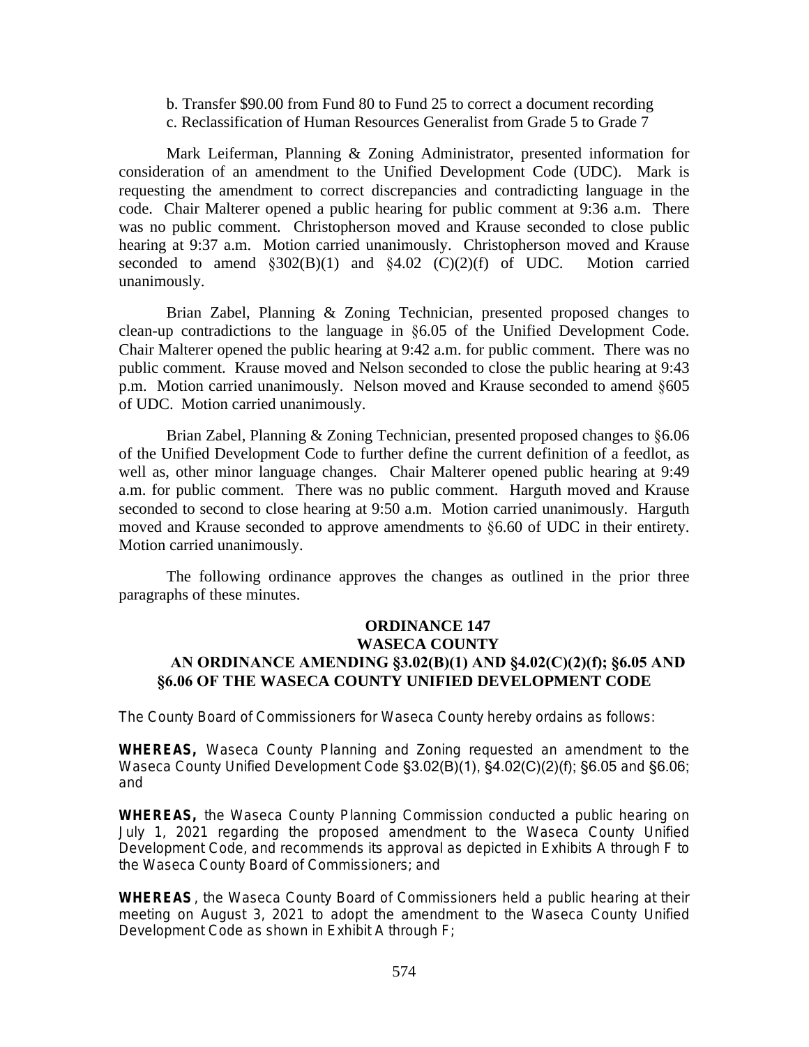b. Transfer $90.00 from Fund 80 to Fund 25 to correct a document recording
c. Reclassification of Human Resources Generalist from Grade 5 to Grade 7

Mark Leiferman, Planning & Zoning Administrator, presented information for consideration of an amendment to the Unified Development Code (UDC). Mark is requesting the amendment to correct discrepancies and contradicting language in the code. Chair Malterer opened a public hearing for public comment at 9:36 a.m. There was no public comment. Christopherson moved and Krause seconded to close public hearing at 9:37 a.m. Motion carried unanimously. Christopherson moved and Krause seconded to amend §302(B)(1) and §4.02 (C)(2)(f) of UDC. Motion carried unanimously.

Brian Zabel, Planning & Zoning Technician, presented proposed changes to clean-up contradictions to the language in §6.05 of the Unified Development Code. Chair Malterer opened the public hearing at 9:42 a.m. for public comment. There was no public comment. Krause moved and Nelson seconded to close the public hearing at 9:43 p.m. Motion carried unanimously. Nelson moved and Krause seconded to amend §605 of UDC. Motion carried unanimously.

Brian Zabel, Planning & Zoning Technician, presented proposed changes to §6.06 of the Unified Development Code to further define the current definition of a feedlot, as well as, other minor language changes. Chair Malterer opened public hearing at 9:49 a.m. for public comment. There was no public comment. Harguth moved and Krause seconded to second to close hearing at 9:50 a.m. Motion carried unanimously. Harguth moved and Krause seconded to approve amendments to §6.60 of UDC in their entirety. Motion carried unanimously.

The following ordinance approves the changes as outlined in the prior three paragraphs of these minutes.

**ORDINANCE 147**
**WASECA COUNTY**
**AN ORDINANCE AMENDING §3.02(B)(1) AND §4.02(C)(2)(f); §6.05 AND §6.06 OF THE WASECA COUNTY UNIFIED DEVELOPMENT CODE**

The County Board of Commissioners for Waseca County hereby ordains as follows:

**WHEREAS,** Waseca County Planning and Zoning requested an amendment to the Waseca County Unified Development Code §3.02(B)(1), §4.02(C)(2)(f); §6.05 and §6.06; and

**WHEREAS,** the Waseca County Planning Commission conducted a public hearing on July 1, 2021 regarding the proposed amendment to the Waseca County Unified Development Code, and recommends its approval as depicted in Exhibits A through F to the Waseca County Board of Commissioners; and

**WHEREAS**, the Waseca County Board of Commissioners held a public hearing at their meeting on August 3, 2021 to adopt the amendment to the Waseca County Unified Development Code as shown in Exhibit A through F;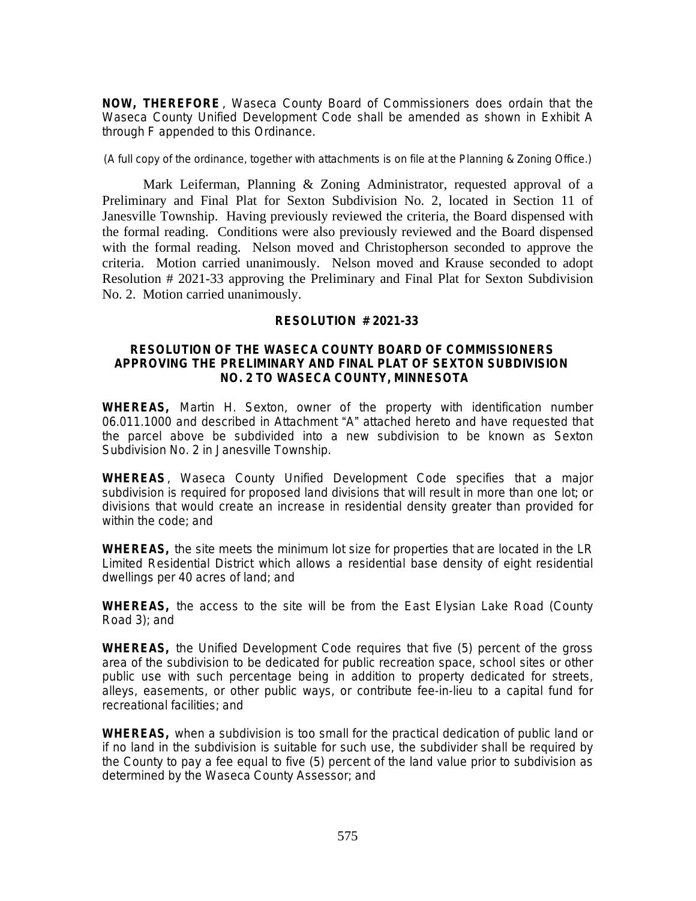**NOW, THEREFORE**, Waseca County Board of Commissioners does ordain that the Waseca County Unified Development Code shall be amended as shown in Exhibit A through F appended to this Ordinance.

(A full copy of the ordinance, together with attachments is on file at the Planning & Zoning Office.)

Mark Leiferman, Planning & Zoning Administrator, requested approval of a Preliminary and Final Plat for Sexton Subdivision No. 2, located in Section 11 of Janesville Township. Having previously reviewed the criteria, the Board dispensed with the formal reading. Conditions were also previously reviewed and the Board dispensed with the formal reading. Nelson moved and Christopherson seconded to approve the criteria. Motion carried unanimously. Nelson moved and Krause seconded to adopt Resolution # 2021-33 approving the Preliminary and Final Plat for Sexton Subdivision No. 2. Motion carried unanimously.

**RESOLUTION # 2021-33**

**RESOLUTION OF THE WASECA COUNTY BOARD OF COMMISSIONERS APPROVING THE PRELIMINARY AND FINAL PLAT OF SEXTON SUBDIVISION NO. 2 TO WASECA COUNTY, MINNESOTA**

**WHEREAS,** Martin H. Sexton, owner of the property with identification number 06.011.1000 and described in Attachment "A" attached hereto and have requested that the parcel above be subdivided into a new subdivision to be known as Sexton Subdivision No. 2 in Janesville Township.

**WHEREAS**, Waseca County Unified Development Code specifies that a major subdivision is required for proposed land divisions that will result in more than one lot; or divisions that would create an increase in residential density greater than provided for within the code; and

**WHEREAS,** the site meets the minimum lot size for properties that are located in the LR Limited Residential District which allows a residential base density of eight residential dwellings per 40 acres of land; and

**WHEREAS,** the access to the site will be from the East Elysian Lake Road (County Road 3); and

**WHEREAS,** the Unified Development Code requires that five (5) percent of the gross area of the subdivision to be dedicated for public recreation space, school sites or other public use with such percentage being in addition to property dedicated for streets, alleys, easements, or other public ways, or contribute fee-in-lieu to a capital fund for recreational facilities; and

**WHEREAS,** when a subdivision is too small for the practical dedication of public land or if no land in the subdivision is suitable for such use, the subdivider shall be required by the County to pay a fee equal to five (5) percent of the land value prior to subdivision as determined by the Waseca County Assessor; and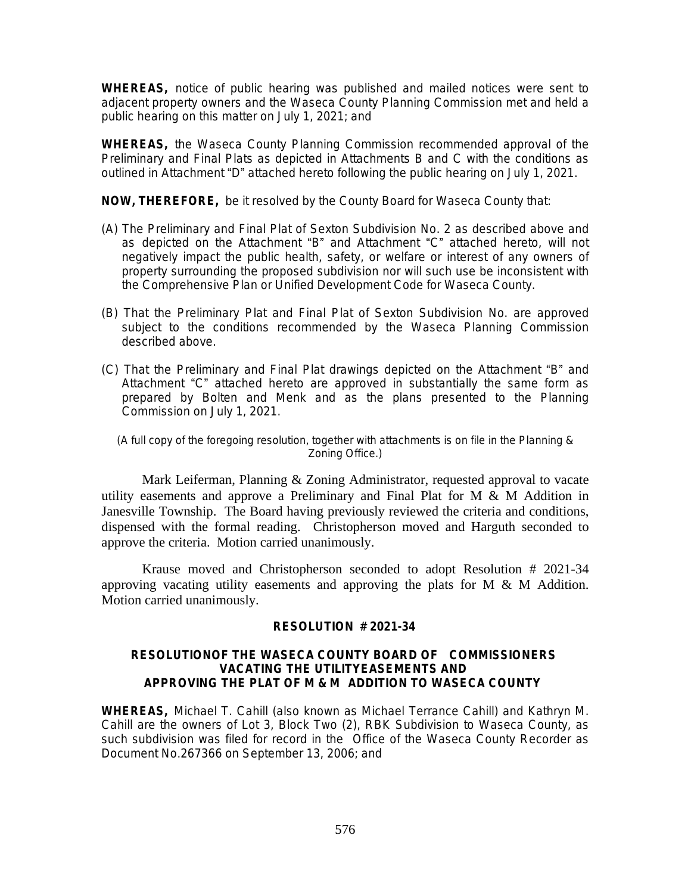**WHEREAS,** notice of public hearing was published and mailed notices were sent to adjacent property owners and the Waseca County Planning Commission met and held a public hearing on this matter on July 1, 2021; and

**WHEREAS,** the Waseca County Planning Commission recommended approval of the Preliminary and Final Plats as depicted in Attachments B and C with the conditions as outlined in Attachment "D" attached hereto following the public hearing on July 1, 2021.

**NOW, THEREFORE,** be it resolved by the County Board for Waseca County that:

(A) The Preliminary and Final Plat of Sexton Subdivision No. 2 as described above and as depicted on the Attachment "B" and Attachment "C" attached hereto, will not negatively impact the public health, safety, or welfare or interest of any owners of property surrounding the proposed subdivision nor will such use be inconsistent with the Comprehensive Plan or Unified Development Code for Waseca County.

(B) That the Preliminary Plat and Final Plat of Sexton Subdivision No. are approved subject to the conditions recommended by the Waseca Planning Commission described above.

(C) That the Preliminary and Final Plat drawings depicted on the Attachment "B" and Attachment "C" attached hereto are approved in substantially the same form as prepared by Bolten and Menk and as the plans presented to the Planning Commission on July 1, 2021.

(A full copy of the foregoing resolution, together with attachments is on file in the Planning & Zoning Office.)

Mark Leiferman, Planning & Zoning Administrator, requested approval to vacate utility easements and approve a Preliminary and Final Plat for M & M Addition in Janesville Township. The Board having previously reviewed the criteria and conditions, dispensed with the formal reading. Christopherson moved and Harguth seconded to approve the criteria. Motion carried unanimously.

Krause moved and Christopherson seconded to adopt Resolution # 2021-34 approving vacating utility easements and approving the plats for M & M Addition. Motion carried unanimously.

**RESOLUTION # 2021-34**

**RESOLUTIONOF THE WASECA COUNTY BOARD OF COMMISSIONERS VACATING THE UTILITYEASEMENTS AND APPROVING THE PLAT OF M & M ADDITION TO WASECA COUNTY**

**WHEREAS,** Michael T. Cahill (also known as Michael Terrance Cahill) and Kathryn M. Cahill are the owners of Lot 3, Block Two (2), RBK Subdivision to Waseca County, as such subdivision was filed for record in the Office of the Waseca County Recorder as Document No.267366 on September 13, 2006; and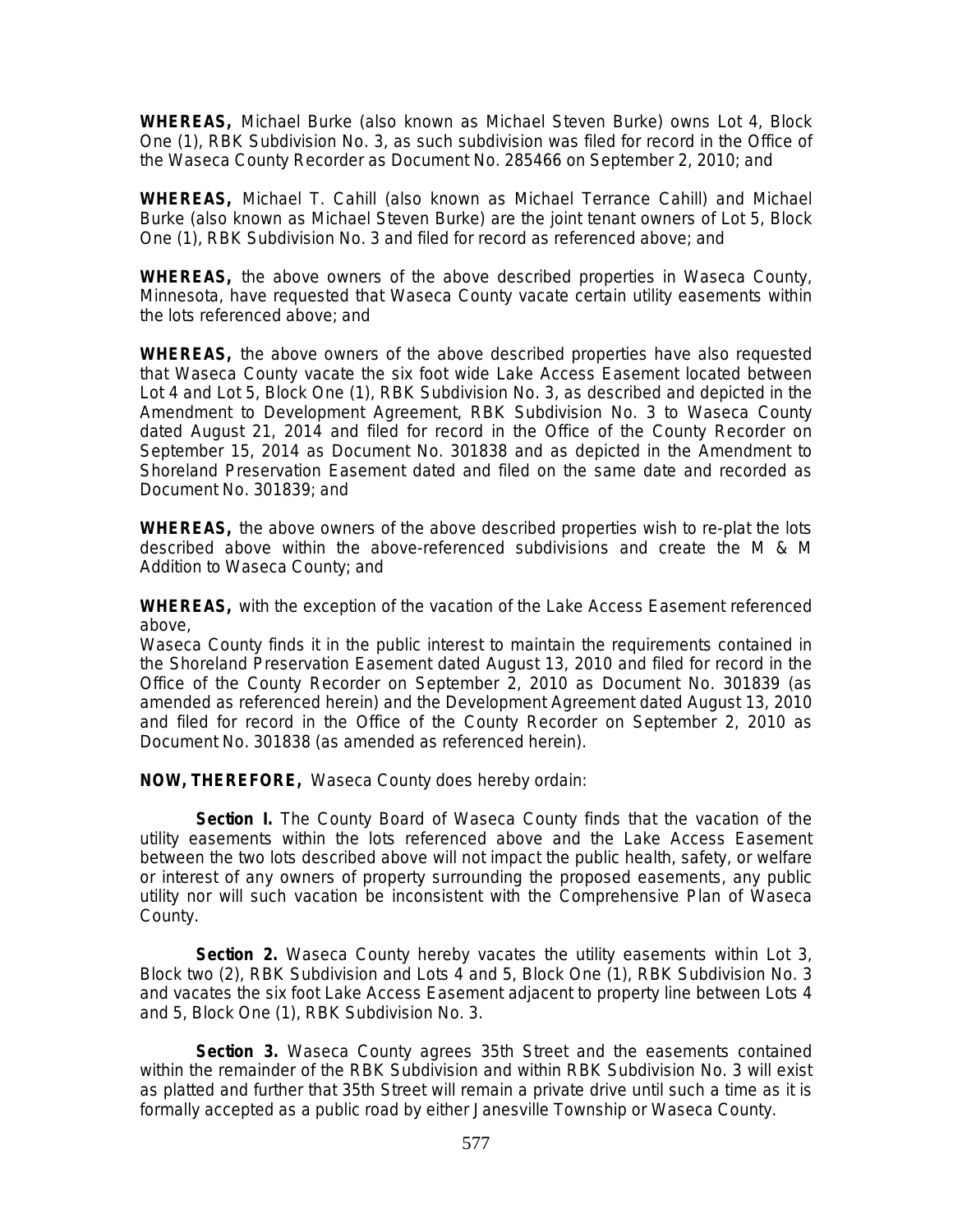**WHEREAS,** Michael Burke (also known as Michael Steven Burke) owns Lot 4, Block One (1), RBK Subdivision No. 3, as such subdivision was filed for record in the Office of the Waseca County Recorder as Document No. 285466 on September 2, 2010; and

**WHEREAS,** Michael T. Cahill (also known as Michael Terrance Cahill) and Michael Burke (also known as Michael Steven Burke) are the joint tenant owners of Lot 5, Block One (1), RBK Subdivision No. 3 and filed for record as referenced above; and

**WHEREAS,** the above owners of the above described properties in Waseca County, Minnesota, have requested that Waseca County vacate certain utility easements within the lots referenced above; and

**WHEREAS,** the above owners of the above described properties have also requested that Waseca County vacate the six foot wide Lake Access Easement located between Lot 4 and Lot 5, Block One (1), RBK Subdivision No. 3, as described and depicted in the Amendment to Development Agreement, RBK Subdivision No. 3 to Waseca County dated August 21, 2014 and filed for record in the Office of the County Recorder on September 15, 2014 as Document No. 301838 and as depicted in the Amendment to Shoreland Preservation Easement dated and filed on the same date and recorded as Document No. 301839; and

**WHEREAS,** the above owners of the above described properties wish to re-plat the lots described above within the above-referenced subdivisions and create the M & M Addition to Waseca County; and

**WHEREAS,** with the exception of the vacation of the Lake Access Easement referenced above,
Waseca County finds it in the public interest to maintain the requirements contained in the Shoreland Preservation Easement dated August 13, 2010 and filed for record in the Office of the County Recorder on September 2, 2010 as Document No. 301839 (as amended as referenced herein) and the Development Agreement dated August 13, 2010 and filed for record in the Office of the County Recorder on September 2, 2010 as Document No. 301838 (as amended as referenced herein).

**NOW, THEREFORE,** Waseca County does hereby ordain:

**Section I.** The County Board of Waseca County finds that the vacation of the utility easements within the lots referenced above and the Lake Access Easement between the two lots described above will not impact the public health, safety, or welfare or interest of any owners of property surrounding the proposed easements, any public utility nor will such vacation be inconsistent with the Comprehensive Plan of Waseca County.

**Section 2.** Waseca County hereby vacates the utility easements within Lot 3, Block two (2), RBK Subdivision and Lots 4 and 5, Block One (1), RBK Subdivision No. 3 and vacates the six foot Lake Access Easement adjacent to property line between Lots 4 and 5, Block One (1), RBK Subdivision No. 3.

**Section 3.** Waseca County agrees 35th Street and the easements contained within the remainder of the RBK Subdivision and within RBK Subdivision No. 3 will exist as platted and further that 35th Street will remain a private drive until such a time as it is formally accepted as a public road by either Janesville Township or Waseca County.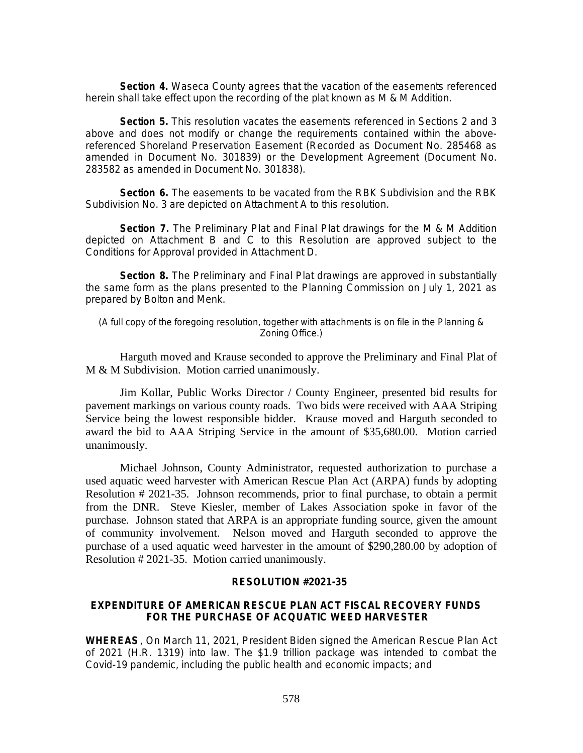**Section 4.** Waseca County agrees that the vacation of the easements referenced herein shall take effect upon the recording of the plat known as M & M Addition.

**Section 5.** This resolution vacates the easements referenced in Sections 2 and 3 above and does not modify or change the requirements contained within the above-referenced Shoreland Preservation Easement (Recorded as Document No. 285468 as amended in Document No. 301839) or the Development Agreement (Document No. 283582 as amended in Document No. 301838).

**Section 6.** The easements to be vacated from the RBK Subdivision and the RBK Subdivision No. 3 are depicted on Attachment A to this resolution.

**Section 7.** The Preliminary Plat and Final Plat drawings for the M & M Addition depicted on Attachment B and C to this Resolution are approved subject to the Conditions for Approval provided in Attachment D.

**Section 8.** The Preliminary and Final Plat drawings are approved in substantially the same form as the plans presented to the Planning Commission on July 1, 2021 as prepared by Bolton and Menk.

(A full copy of the foregoing resolution, together with attachments is on file in the Planning & Zoning Office.)

Harguth moved and Krause seconded to approve the Preliminary and Final Plat of M & M Subdivision. Motion carried unanimously.

Jim Kollar, Public Works Director / County Engineer, presented bid results for pavement markings on various county roads. Two bids were received with AAA Striping Service being the lowest responsible bidder. Krause moved and Harguth seconded to award the bid to AAA Striping Service in the amount of $35,680.00. Motion carried unanimously.

Michael Johnson, County Administrator, requested authorization to purchase a used aquatic weed harvester with American Rescue Plan Act (ARPA) funds by adopting Resolution # 2021-35. Johnson recommends, prior to final purchase, to obtain a permit from the DNR. Steve Kiesler, member of Lakes Association spoke in favor of the purchase. Johnson stated that ARPA is an appropriate funding source, given the amount of community involvement. Nelson moved and Harguth seconded to approve the purchase of a used aquatic weed harvester in the amount of $290,280.00 by adoption of Resolution # 2021-35. Motion carried unanimously.

**RESOLUTION #2021-35**

**EXPENDITURE OF AMERICAN RESCUE PLAN ACT FISCAL RECOVERY FUNDS FOR THE PURCHASE OF ACQUATIC WEED HARVESTER**

**WHEREAS**, On March 11, 2021, President Biden signed the American Rescue Plan Act of 2021 (H.R. 1319) into law. The $1.9 trillion package was intended to combat the Covid-19 pandemic, including the public health and economic impacts; and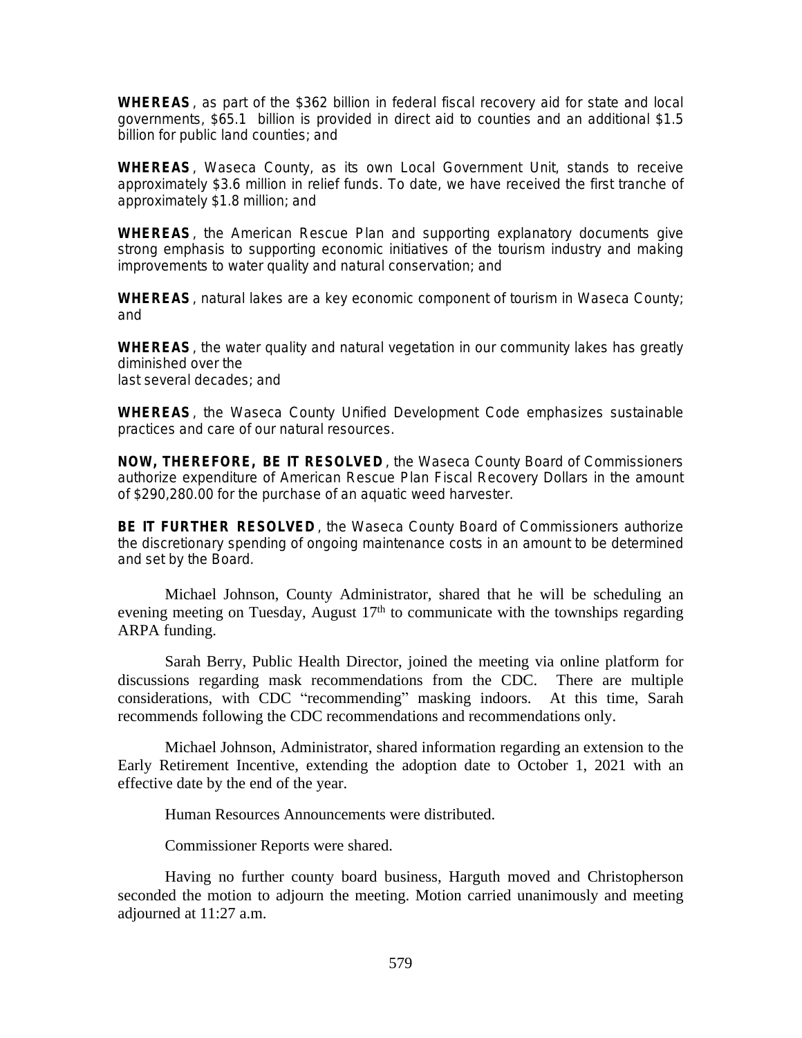**WHEREAS**, as part of the $362 billion in federal fiscal recovery aid for state and local governments, $65.1 billion is provided in direct aid to counties and an additional $1.5 billion for public land counties; and

**WHEREAS**, Waseca County, as its own Local Government Unit, stands to receive approximately $3.6 million in relief funds. To date, we have received the first tranche of approximately $1.8 million; and

**WHEREAS**, the American Rescue Plan and supporting explanatory documents give strong emphasis to supporting economic initiatives of the tourism industry and making improvements to water quality and natural conservation; and

**WHEREAS**, natural lakes are a key economic component of tourism in Waseca County; and

**WHEREAS**, the water quality and natural vegetation in our community lakes has greatly diminished over the
last several decades; and

**WHEREAS**, the Waseca County Unified Development Code emphasizes sustainable practices and care of our natural resources.

**NOW, THEREFORE, BE IT RESOLVED**, the Waseca County Board of Commissioners authorize expenditure of American Rescue Plan Fiscal Recovery Dollars in the amount of $290,280.00 for the purchase of an aquatic weed harvester.

**BE IT FURTHER RESOLVED**, the Waseca County Board of Commissioners authorize the discretionary spending of ongoing maintenance costs in an amount to be determined and set by the Board.

Michael Johnson, County Administrator, shared that he will be scheduling an evening meeting on Tuesday, August 17th to communicate with the townships regarding ARPA funding.

Sarah Berry, Public Health Director, joined the meeting via online platform for discussions regarding mask recommendations from the CDC. There are multiple considerations, with CDC "recommending" masking indoors. At this time, Sarah recommends following the CDC recommendations and recommendations only.

Michael Johnson, Administrator, shared information regarding an extension to the Early Retirement Incentive, extending the adoption date to October 1, 2021 with an effective date by the end of the year.

Human Resources Announcements were distributed.

Commissioner Reports were shared.

Having no further county board business, Harguth moved and Christopherson seconded the motion to adjourn the meeting. Motion carried unanimously and meeting adjourned at 11:27 a.m.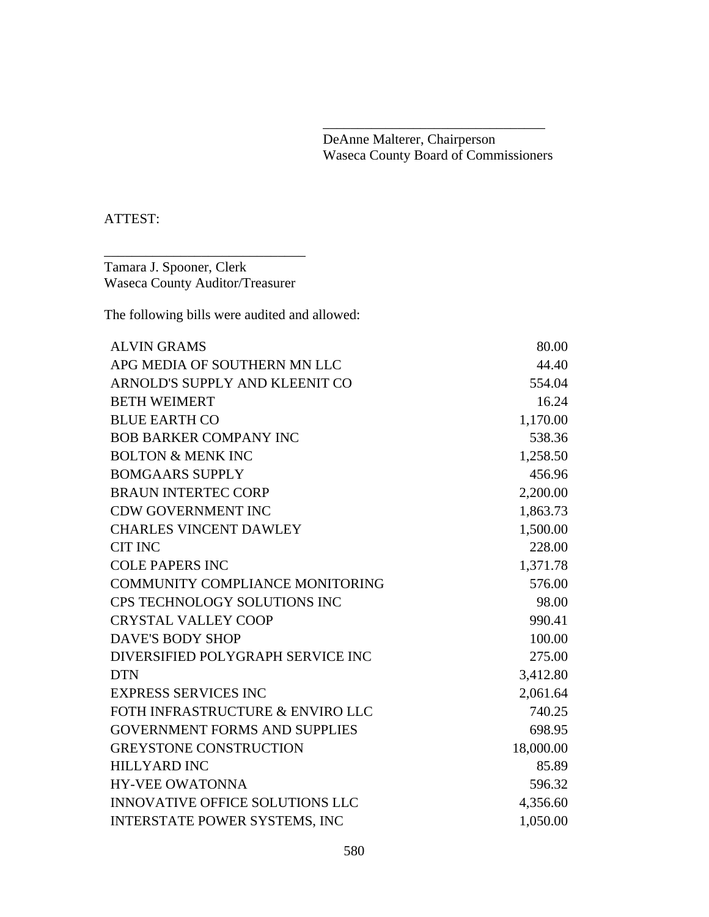\_\_\_\_\_\_\_\_\_\_\_\_\_\_\_\_\_\_\_\_\_\_\_\_\_\_\_\_\_\_\_\_

DeAnne Malterer, Chairperson
Waseca County Board of Commissioners

ATTEST:

\_\_\_\_\_\_\_\_\_\_\_\_\_\_\_\_\_\_\_\_\_\_\_\_\_\_\_\_\_\_

Tamara J. Spooner, Clerk
Waseca County Auditor/Treasurer

The following bills were audited and allowed:

| | |
|---|---:|
| ALVIN GRAMS | 80.00 |
| APG MEDIA OF SOUTHERN MN LLC | 44.40 |
| ARNOLD'S SUPPLY AND KLEENIT CO | 554.04 |
| BETH WEIMERT | 16.24 |
| BLUE EARTH CO | 1,170.00 |
| BOB BARKER COMPANY INC | 538.36 |
| BOLTON & MENK INC | 1,258.50 |
| BOMGAARS SUPPLY | 456.96 |
| BRAUN INTERTEC CORP | 2,200.00 |
| CDW GOVERNMENT INC | 1,863.73 |
| CHARLES VINCENT DAWLEY | 1,500.00 |
| CIT INC | 228.00 |
| COLE PAPERS INC | 1,371.78 |
| COMMUNITY COMPLIANCE MONITORING | 576.00 |
| CPS TECHNOLOGY SOLUTIONS INC | 98.00 |
| CRYSTAL VALLEY COOP | 990.41 |
| DAVE'S BODY SHOP | 100.00 |
| DIVERSIFIED POLYGRAPH SERVICE INC | 275.00 |
| DTN | 3,412.80 |
| EXPRESS SERVICES INC | 2,061.64 |
| FOTH INFRASTRUCTURE & ENVIRO LLC | 740.25 |
| GOVERNMENT FORMS AND SUPPLIES | 698.95 |
| GREYSTONE CONSTRUCTION | 18,000.00 |
| HILLYARD INC | 85.89 |
| HY-VEE OWATONNA | 596.32 |
| INNOVATIVE OFFICE SOLUTIONS LLC | 4,356.60 |
| INTERSTATE POWER SYSTEMS, INC | 1,050.00 |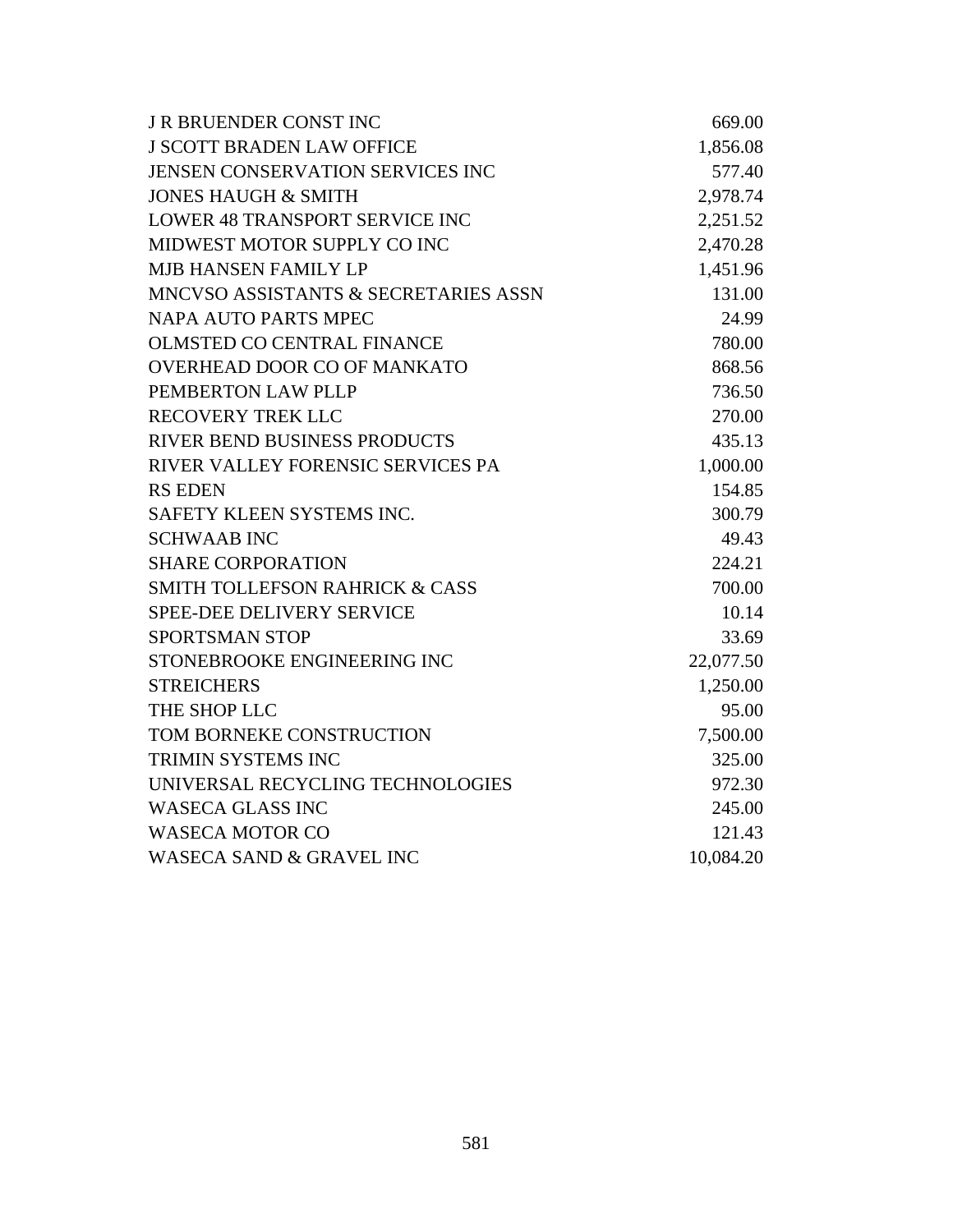| | |
|---|---|
| J R BRUENDER CONST INC | 669.00 |
| J SCOTT BRADEN LAW OFFICE | 1,856.08 |
| JENSEN CONSERVATION SERVICES INC | 577.40 |
| JONES HAUGH & SMITH | 2,978.74 |
| LOWER 48 TRANSPORT SERVICE INC | 2,251.52 |
| MIDWEST MOTOR SUPPLY CO INC | 2,470.28 |
| MJB HANSEN FAMILY LP | 1,451.96 |
| MNCVSO ASSISTANTS & SECRETARIES ASSN | 131.00 |
| NAPA AUTO PARTS MPEC | 24.99 |
| OLMSTED CO CENTRAL FINANCE | 780.00 |
| OVERHEAD DOOR CO OF MANKATO | 868.56 |
| PEMBERTON LAW PLLP | 736.50 |
| RECOVERY TREK LLC | 270.00 |
| RIVER BEND BUSINESS PRODUCTS | 435.13 |
| RIVER VALLEY FORENSIC SERVICES PA | 1,000.00 |
| RS EDEN | 154.85 |
| SAFETY KLEEN SYSTEMS INC. | 300.79 |
| SCHWAAB INC | 49.43 |
| SHARE CORPORATION | 224.21 |
| SMITH TOLLEFSON RAHRICK & CASS | 700.00 |
| SPEE-DEE DELIVERY SERVICE | 10.14 |
| SPORTSMAN STOP | 33.69 |
| STONEBROOKE ENGINEERING INC | 22,077.50 |
| STREICHERS | 1,250.00 |
| THE SHOP LLC | 95.00 |
| TOM BORNEKE CONSTRUCTION | 7,500.00 |
| TRIMIN SYSTEMS INC | 325.00 |
| UNIVERSAL RECYCLING TECHNOLOGIES | 972.30 |
| WASECA GLASS INC | 245.00 |
| WASECA MOTOR CO | 121.43 |
| WASECA SAND & GRAVEL INC | 10,084.20 |